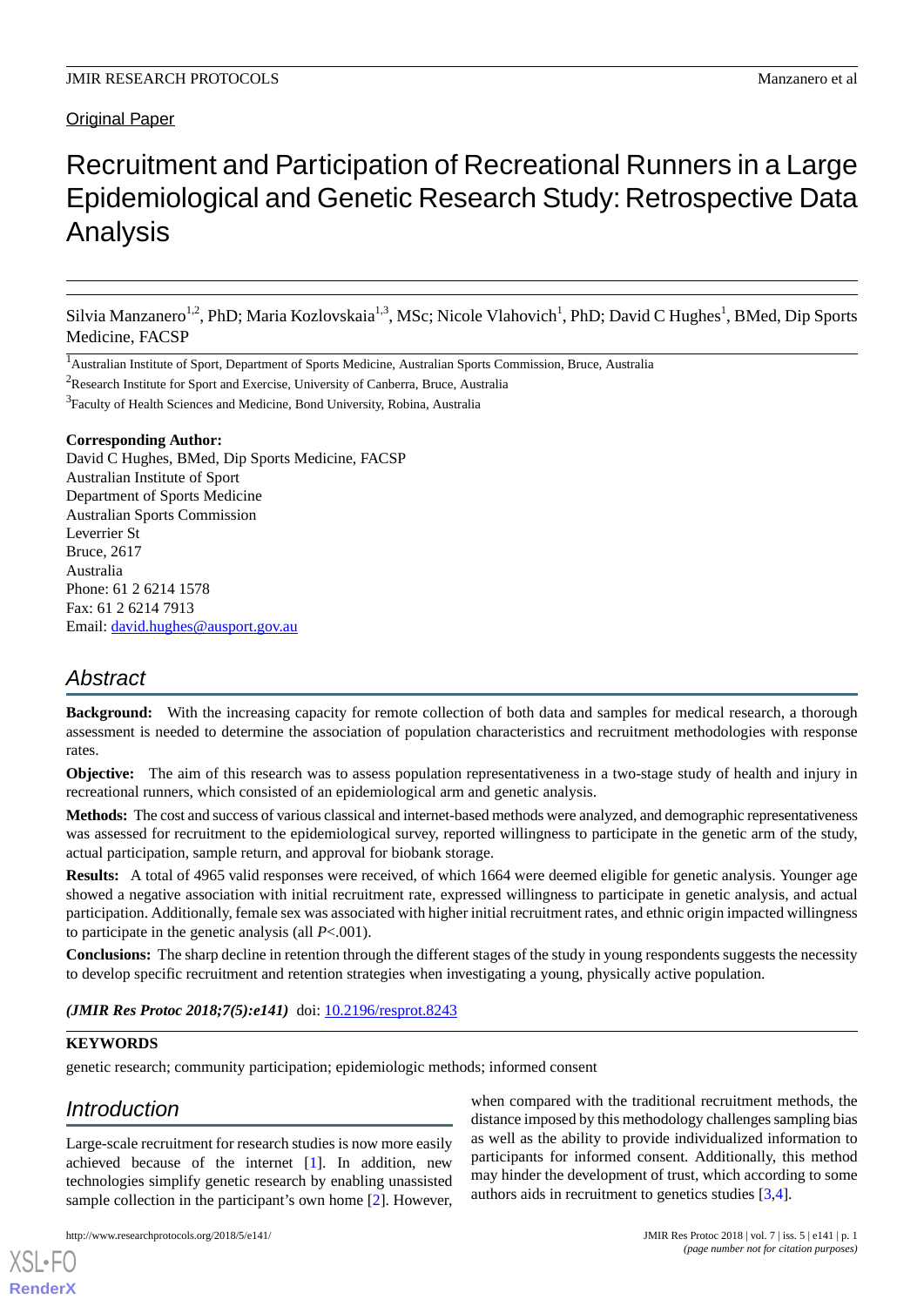Original Paper

# Recruitment and Participation of Recreational Runners in a Large Epidemiological and Genetic Research Study: Retrospective Data Analysis

Silvia Manzanero[1,2], PhD; Maria Kozlovskaia[1,3], MSc; Nicole Vlahovich[1], PhD; David C Hughes[1], BMed, Dip Sports Medicine, FACSP

[1]Australian Institute of Sport, Department of Sports Medicine, Australian Sports Commission, Bruce, Australia

[2]Research Institute for Sport and Exercise, University of Canberra, Bruce, Australia

[3]Faculty of Health Sciences and Medicine, Bond University, Robina, Australia

**Corresponding Author:**
David C Hughes, BMed, Dip Sports Medicine, FACSP
Australian Institute of Sport
Department of Sports Medicine
Australian Sports Commission
Leverrier St
Bruce, 2617
Australia
Phone: 61 2 6214 1578
Fax: 61 2 6214 7913
Email: david.hughes@ausport.gov.au

## Abstract

**Background:** With the increasing capacity for remote collection of both data and samples for medical research, a thorough assessment is needed to determine the association of population characteristics and recruitment methodologies with response rates.

**Objective:** The aim of this research was to assess population representativeness in a two-stage study of health and injury in recreational runners, which consisted of an epidemiological arm and genetic analysis.

**Methods:** The cost and success of various classical and internet-based methods were analyzed, and demographic representativeness was assessed for recruitment to the epidemiological survey, reported willingness to participate in the genetic arm of the study, actual participation, sample return, and approval for biobank storage.

**Results:** A total of 4965 valid responses were received, of which 1664 were deemed eligible for genetic analysis. Younger age showed a negative association with initial recruitment rate, expressed willingness to participate in genetic analysis, and actual participation. Additionally, female sex was associated with higher initial recruitment rates, and ethnic origin impacted willingness to participate in the genetic analysis (all *P*<.001).

**Conclusions:** The sharp decline in retention through the different stages of the study in young respondents suggests the necessity to develop specific recruitment and retention strategies when investigating a young, physically active population.

***(JMIR Res Protoc 2018;7(5):e141)*** doi: 10.2196/resprot.8243

**KEYWORDS**

genetic research; community participation; epidemiologic methods; informed consent

## Introduction

Large-scale recruitment for research studies is now more easily achieved because of the internet [1]. In addition, new technologies simplify genetic research by enabling unassisted sample collection in the participant's own home [2]. However, when compared with the traditional recruitment methods, the distance imposed by this methodology challenges sampling bias as well as the ability to provide individualized information to participants for informed consent. Additionally, this method may hinder the development of trust, which according to some authors aids in recruitment to genetics studies [3,4].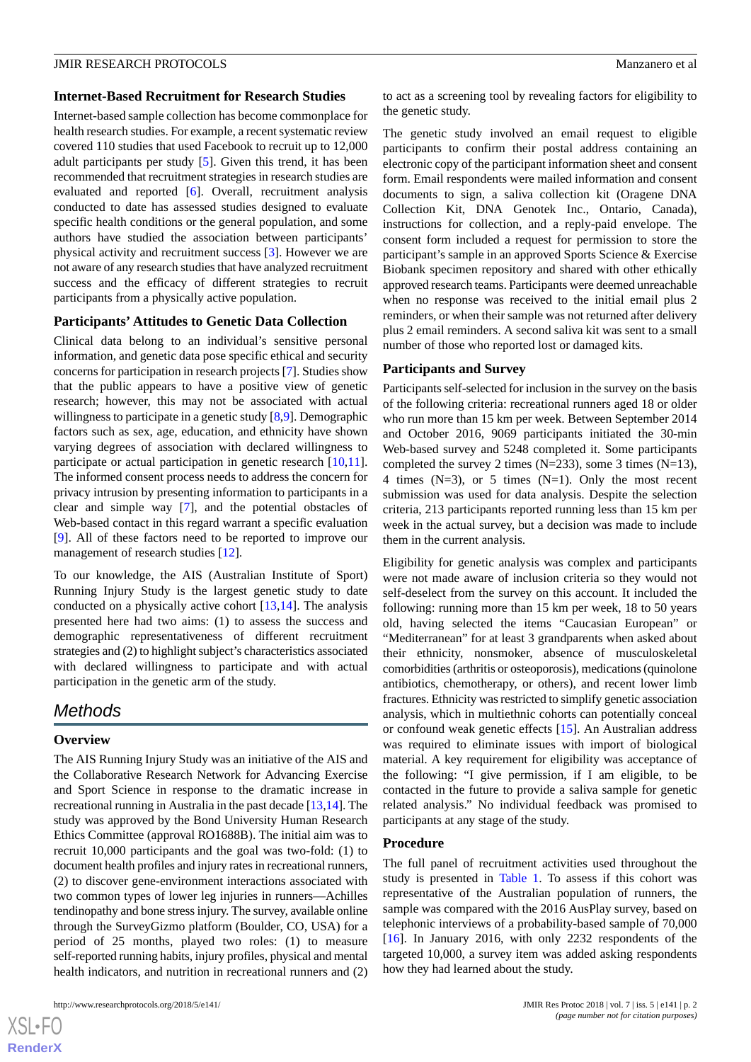### Internet-Based Recruitment for Research Studies

Internet-based sample collection has become commonplace for health research studies. For example, a recent systematic review covered 110 studies that used Facebook to recruit up to 12,000 adult participants per study [5]. Given this trend, it has been recommended that recruitment strategies in research studies are evaluated and reported [6]. Overall, recruitment analysis conducted to date has assessed studies designed to evaluate specific health conditions or the general population, and some authors have studied the association between participants' physical activity and recruitment success [3]. However we are not aware of any research studies that have analyzed recruitment success and the efficacy of different strategies to recruit participants from a physically active population.

### Participants' Attitudes to Genetic Data Collection

Clinical data belong to an individual's sensitive personal information, and genetic data pose specific ethical and security concerns for participation in research projects [7]. Studies show that the public appears to have a positive view of genetic research; however, this may not be associated with actual willingness to participate in a genetic study [8,9]. Demographic factors such as sex, age, education, and ethnicity have shown varying degrees of association with declared willingness to participate or actual participation in genetic research [10,11]. The informed consent process needs to address the concern for privacy intrusion by presenting information to participants in a clear and simple way [7], and the potential obstacles of Web-based contact in this regard warrant a specific evaluation [9]. All of these factors need to be reported to improve our management of research studies [12].

To our knowledge, the AIS (Australian Institute of Sport) Running Injury Study is the largest genetic study to date conducted on a physically active cohort [13,14]. The analysis presented here had two aims: (1) to assess the success and demographic representativeness of different recruitment strategies and (2) to highlight subject's characteristics associated with declared willingness to participate and with actual participation in the genetic arm of the study.

## Methods

### Overview

The AIS Running Injury Study was an initiative of the AIS and the Collaborative Research Network for Advancing Exercise and Sport Science in response to the dramatic increase in recreational running in Australia in the past decade [13,14]. The study was approved by the Bond University Human Research Ethics Committee (approval RO1688B). The initial aim was to recruit 10,000 participants and the goal was two-fold: (1) to document health profiles and injury rates in recreational runners, (2) to discover gene-environment interactions associated with two common types of lower leg injuries in runners—Achilles tendinopathy and bone stress injury. The survey, available online through the SurveyGizmo platform (Boulder, CO, USA) for a period of 25 months, played two roles: (1) to measure self-reported running habits, injury profiles, physical and mental health indicators, and nutrition in recreational runners and (2) to act as a screening tool by revealing factors for eligibility to the genetic study.

The genetic study involved an email request to eligible participants to confirm their postal address containing an electronic copy of the participant information sheet and consent form. Email respondents were mailed information and consent documents to sign, a saliva collection kit (Oragene DNA Collection Kit, DNA Genotek Inc., Ontario, Canada), instructions for collection, and a reply-paid envelope. The consent form included a request for permission to store the participant's sample in an approved Sports Science & Exercise Biobank specimen repository and shared with other ethically approved research teams. Participants were deemed unreachable when no response was received to the initial email plus 2 reminders, or when their sample was not returned after delivery plus 2 email reminders. A second saliva kit was sent to a small number of those who reported lost or damaged kits.

### Participants and Survey

Participants self-selected for inclusion in the survey on the basis of the following criteria: recreational runners aged 18 or older who run more than 15 km per week. Between September 2014 and October 2016, 9069 participants initiated the 30-min Web-based survey and 5248 completed it. Some participants completed the survey 2 times (N=233), some 3 times (N=13), 4 times (N=3), or 5 times (N=1). Only the most recent submission was used for data analysis. Despite the selection criteria, 213 participants reported running less than 15 km per week in the actual survey, but a decision was made to include them in the current analysis.

Eligibility for genetic analysis was complex and participants were not made aware of inclusion criteria so they would not self-deselect from the survey on this account. It included the following: running more than 15 km per week, 18 to 50 years old, having selected the items "Caucasian European" or "Mediterranean" for at least 3 grandparents when asked about their ethnicity, nonsmoker, absence of musculoskeletal comorbidities (arthritis or osteoporosis), medications (quinolone antibiotics, chemotherapy, or others), and recent lower limb fractures. Ethnicity was restricted to simplify genetic association analysis, which in multiethnic cohorts can potentially conceal or confound weak genetic effects [15]. An Australian address was required to eliminate issues with import of biological material. A key requirement for eligibility was acceptance of the following: "I give permission, if I am eligible, to be contacted in the future to provide a saliva sample for genetic related analysis." No individual feedback was promised to participants at any stage of the study.

### Procedure

The full panel of recruitment activities used throughout the study is presented in Table 1. To assess if this cohort was representative of the Australian population of runners, the sample was compared with the 2016 AusPlay survey, based on telephonic interviews of a probability-based sample of 70,000 [16]. In January 2016, with only 2232 respondents of the targeted 10,000, a survey item was added asking respondents how they had learned about the study.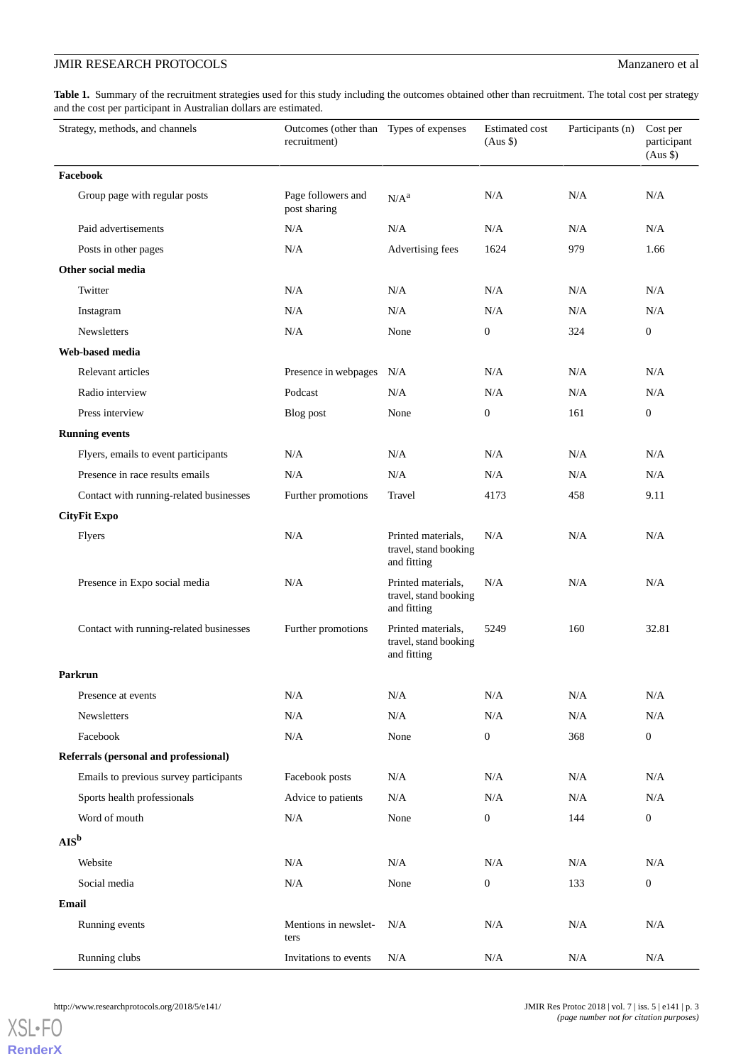**Table 1.** Summary of the recruitment strategies used for this study including the outcomes obtained other than recruitment. The total cost per strategy and the cost per participant in Australian dollars are estimated.

| Strategy, methods, and channels | Outcomes (other than recruitment) | Types of expenses | Estimated cost (Aus $) | Participants (n) | Cost per participant (Aus $) |
|---|---|---|---|---|---|
| **Facebook** | | | | | |
| Group page with regular posts | Page followers and post sharing | N/A[a] | N/A | N/A | N/A |
| Paid advertisements | N/A | N/A | N/A | N/A | N/A |
| Posts in other pages | N/A | Advertising fees | 1624 | 979 | 1.66 |
| **Other social media** | | | | | |
| Twitter | N/A | N/A | N/A | N/A | N/A |
| Instagram | N/A | N/A | N/A | N/A | N/A |
| Newsletters | N/A | None | 0 | 324 | 0 |
| **Web-based media** | | | | | |
| Relevant articles | Presence in webpages | N/A | N/A | N/A | N/A |
| Radio interview | Podcast | N/A | N/A | N/A | N/A |
| Press interview | Blog post | None | 0 | 161 | 0 |
| **Running events** | | | | | |
| Flyers, emails to event participants | N/A | N/A | N/A | N/A | N/A |
| Presence in race results emails | N/A | N/A | N/A | N/A | N/A |
| Contact with running-related businesses | Further promotions | Travel | 4173 | 458 | 9.11 |
| **CityFit Expo** | | | | | |
| Flyers | N/A | Printed materials, travel, stand booking and fitting | N/A | N/A | N/A |
| Presence in Expo social media | N/A | Printed materials, travel, stand booking and fitting | N/A | N/A | N/A |
| Contact with running-related businesses | Further promotions | Printed materials, travel, stand booking and fitting | 5249 | 160 | 32.81 |
| **Parkrun** | | | | | |
| Presence at events | N/A | N/A | N/A | N/A | N/A |
| Newsletters | N/A | N/A | N/A | N/A | N/A |
| Facebook | N/A | None | 0 | 368 | 0 |
| **Referrals (personal and professional)** | | | | | |
| Emails to previous survey participants | Facebook posts | N/A | N/A | N/A | N/A |
| Sports health professionals | Advice to patients | N/A | N/A | N/A | N/A |
| Word of mouth | N/A | None | 0 | 144 | 0 |
| **AIS[b]** | | | | | |
| Website | N/A | N/A | N/A | N/A | N/A |
| Social media | N/A | None | 0 | 133 | 0 |
| **Email** | | | | | |
| Running events | Mentions in newsletters | N/A | N/A | N/A | N/A |
| Running clubs | Invitations to events | N/A | N/A | N/A | N/A |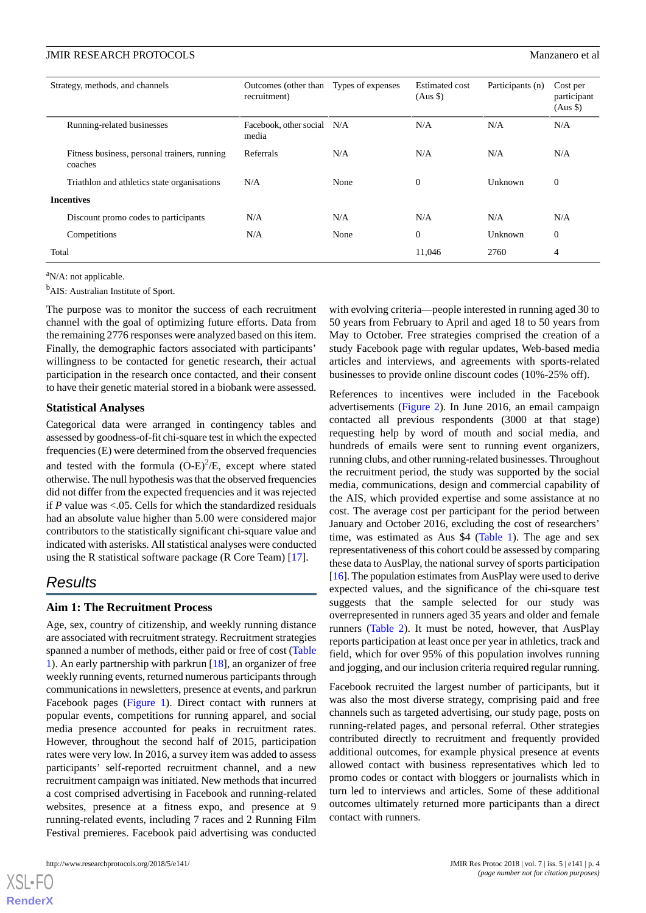| Strategy, methods, and channels | Outcomes (other than recruitment) | Types of expenses | Estimated cost (Aus $) | Participants (n) | Cost per participant (Aus $) |
| --- | --- | --- | --- | --- | --- |
| Running-related businesses | Facebook, other social media | N/A | N/A | N/A | N/A |
| Fitness business, personal trainers, running coaches | Referrals | N/A | N/A | N/A | N/A |
| Triathlon and athletics state organisations | N/A | None | 0 | Unknown | 0 |
| **Incentives** | | | | | |
| Discount promo codes to participants | N/A | N/A | N/A | N/A | N/A |
| Competitions | N/A | None | 0 | Unknown | 0 |
| Total | | | 11,046 | 2760 | 4 |

[a]N/A: not applicable.

[b]AIS: Australian Institute of Sport.

The purpose was to monitor the success of each recruitment channel with the goal of optimizing future efforts. Data from the remaining 2776 responses were analyzed based on this item. Finally, the demographic factors associated with participants' willingness to be contacted for genetic research, their actual participation in the research once contacted, and their consent to have their genetic material stored in a biobank were assessed.

### Statistical Analyses

Categorical data were arranged in contingency tables and assessed by goodness-of-fit chi-square test in which the expected frequencies (E) were determined from the observed frequencies and tested with the formula $(O-E)^2/E$, except where stated otherwise. The null hypothesis was that the observed frequencies did not differ from the expected frequencies and it was rejected if *P* value was <.05. Cells for which the standardized residuals had an absolute value higher than 5.00 were considered major contributors to the statistically significant chi-square value and indicated with asterisks. All statistical analyses were conducted using the R statistical software package (R Core Team) [17].

## Results

### Aim 1: The Recruitment Process

Age, sex, country of citizenship, and weekly running distance are associated with recruitment strategy. Recruitment strategies spanned a number of methods, either paid or free of cost (Table 1). An early partnership with parkrun [18], an organizer of free weekly running events, returned numerous participants through communications in newsletters, presence at events, and parkrun Facebook pages (Figure 1). Direct contact with runners at popular events, competitions for running apparel, and social media presence accounted for peaks in recruitment rates. However, throughout the second half of 2015, participation rates were very low. In 2016, a survey item was added to assess participants' self-reported recruitment channel, and a new recruitment campaign was initiated. New methods that incurred a cost comprised advertising in Facebook and running-related websites, presence at a fitness expo, and presence at 9 running-related events, including 7 races and 2 Running Film Festival premieres. Facebook paid advertising was conducted with evolving criteria—people interested in running aged 30 to 50 years from February to April and aged 18 to 50 years from May to October. Free strategies comprised the creation of a study Facebook page with regular updates, Web-based media articles and interviews, and agreements with sports-related businesses to provide online discount codes (10%-25% off).

References to incentives were included in the Facebook advertisements (Figure 2). In June 2016, an email campaign contacted all previous respondents (3000 at that stage) requesting help by word of mouth and social media, and hundreds of emails were sent to running event organizers, running clubs, and other running-related businesses. Throughout the recruitment period, the study was supported by the social media, communications, design and commercial capability of the AIS, which provided expertise and some assistance at no cost. The average cost per participant for the period between January and October 2016, excluding the cost of researchers' time, was estimated as Aus $4 (Table 1). The age and sex representativeness of this cohort could be assessed by comparing these data to AusPlay, the national survey of sports participation [16]. The population estimates from AusPlay were used to derive expected values, and the significance of the chi-square test suggests that the sample selected for our study was overrepresented in runners aged 35 years and older and female runners (Table 2). It must be noted, however, that AusPlay reports participation at least once per year in athletics, track and field, which for over 95% of this population involves running and jogging, and our inclusion criteria required regular running.

Facebook recruited the largest number of participants, but it was also the most diverse strategy, comprising paid and free channels such as targeted advertising, our study page, posts on running-related pages, and personal referral. Other strategies contributed directly to recruitment and frequently provided additional outcomes, for example physical presence at events allowed contact with business representatives which led to promo codes or contact with bloggers or journalists which in turn led to interviews and articles. Some of these additional outcomes ultimately returned more participants than a direct contact with runners.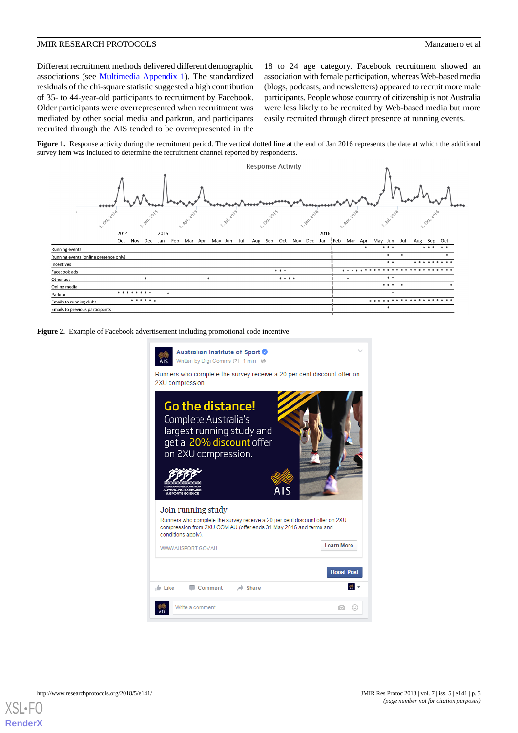Different recruitment methods delivered different demographic associations (see Multimedia Appendix 1). The standardized residuals of the chi-square statistic suggested a high contribution of 35- to 44-year-old participants to recruitment by Facebook. Older participants were overrepresented when recruitment was mediated by other social media and parkrun, and participants recruited through the AIS tended to be overrepresented in the 18 to 24 age category. Facebook recruitment showed an association with female participation, whereas Web-based media (blogs, podcasts, and newsletters) appeared to recruit more male participants. People whose country of citizenship is not Australia were less likely to be recruited by Web-based media but more easily recruited through direct presence at running events.

**Figure 1.** Response activity during the recruitment period. The vertical dotted line at the end of Jan 2016 represents the date at which the additional survey item was included to determine the recruitment channel reported by respondents.

**Figure 2.** Example of Facebook advertisement including promotional code incentive.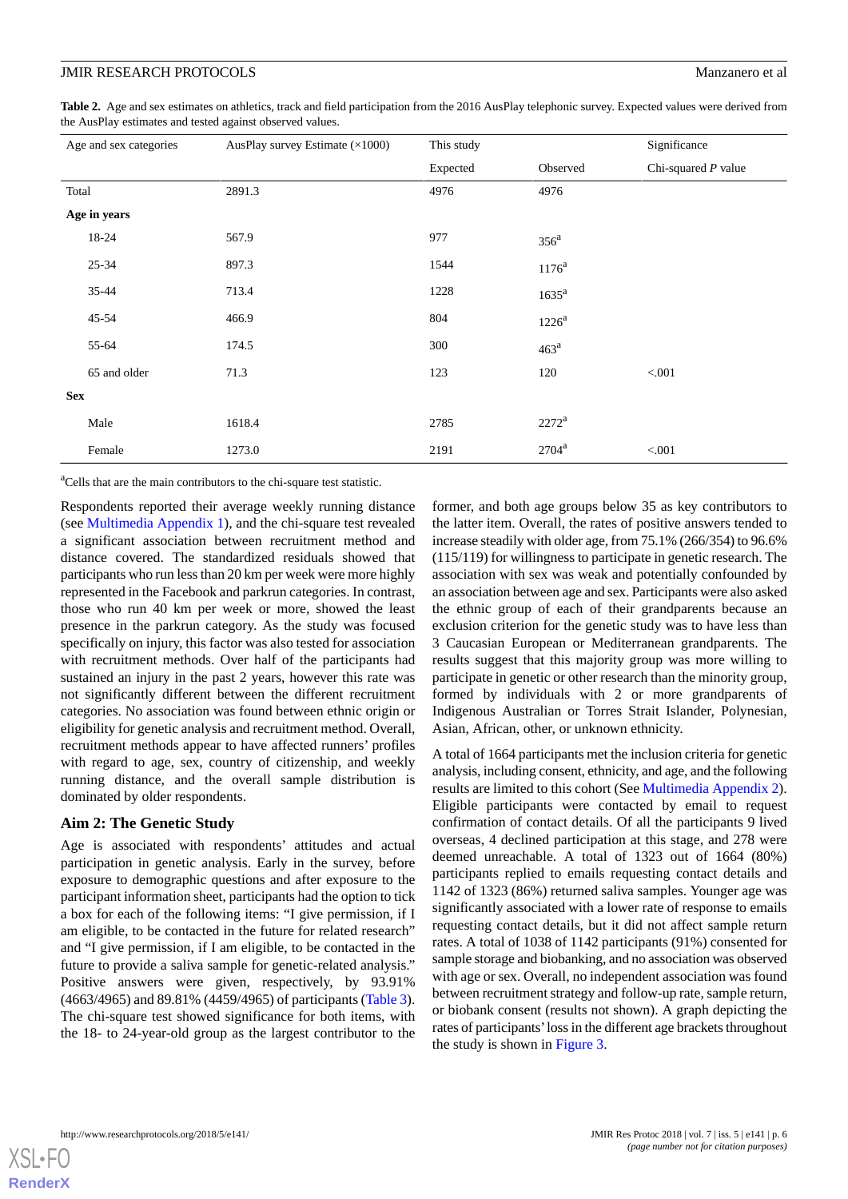**Table 2.** Age and sex estimates on athletics, track and field participation from the 2016 AusPlay telephonic survey. Expected values were derived from the AusPlay estimates and tested against observed values.

| Age and sex categories | AusPlay survey Estimate (×1000) | This study | | Significance |
|---|---|---|---|---|
| | | Expected | Observed | Chi-squared *P* value |
| Total | 2891.3 | 4976 | 4976 | |
| **Age in years** | | | | |
| 18-24 | 567.9 | 977 | 356[a] | |
| 25-34 | 897.3 | 1544 | 1176[a] | |
| 35-44 | 713.4 | 1228 | 1635[a] | |
| 45-54 | 466.9 | 804 | 1226[a] | |
| 55-64 | 174.5 | 300 | 463[a] | |
| 65 and older | 71.3 | 123 | 120 | <.001 |
| **Sex** | | | | |
| Male | 1618.4 | 2785 | 2272[a] | |
| Female | 1273.0 | 2191 | 2704[a] | <.001 |

[a]Cells that are the main contributors to the chi-square test statistic.

Respondents reported their average weekly running distance (see Multimedia Appendix 1), and the chi-square test revealed a significant association between recruitment method and distance covered. The standardized residuals showed that participants who run less than 20 km per week were more highly represented in the Facebook and parkrun categories. In contrast, those who run 40 km per week or more, showed the least presence in the parkrun category. As the study was focused specifically on injury, this factor was also tested for association with recruitment methods. Over half of the participants had sustained an injury in the past 2 years, however this rate was not significantly different between the different recruitment categories. No association was found between ethnic origin or eligibility for genetic analysis and recruitment method. Overall, recruitment methods appear to have affected runners' profiles with regard to age, sex, country of citizenship, and weekly running distance, and the overall sample distribution is dominated by older respondents.

## Aim 2: The Genetic Study

Age is associated with respondents' attitudes and actual participation in genetic analysis. Early in the survey, before exposure to demographic questions and after exposure to the participant information sheet, participants had the option to tick a box for each of the following items: "I give permission, if I am eligible, to be contacted in the future for related research" and "I give permission, if I am eligible, to be contacted in the future to provide a saliva sample for genetic-related analysis." Positive answers were given, respectively, by 93.91% (4663/4965) and 89.81% (4459/4965) of participants (Table 3). The chi-square test showed significance for both items, with the 18- to 24-year-old group as the largest contributor to the former, and both age groups below 35 as key contributors to the latter item. Overall, the rates of positive answers tended to increase steadily with older age, from 75.1% (266/354) to 96.6% (115/119) for willingness to participate in genetic research. The association with sex was weak and potentially confounded by an association between age and sex. Participants were also asked the ethnic group of each of their grandparents because an exclusion criterion for the genetic study was to have less than 3 Caucasian European or Mediterranean grandparents. The results suggest that this majority group was more willing to participate in genetic or other research than the minority group, formed by individuals with 2 or more grandparents of Indigenous Australian or Torres Strait Islander, Polynesian, Asian, African, other, or unknown ethnicity.

A total of 1664 participants met the inclusion criteria for genetic analysis, including consent, ethnicity, and age, and the following results are limited to this cohort (See Multimedia Appendix 2). Eligible participants were contacted by email to request confirmation of contact details. Of all the participants 9 lived overseas, 4 declined participation at this stage, and 278 were deemed unreachable. A total of 1323 out of 1664 (80%) participants replied to emails requesting contact details and 1142 of 1323 (86%) returned saliva samples. Younger age was significantly associated with a lower rate of response to emails requesting contact details, but it did not affect sample return rates. A total of 1038 of 1142 participants (91%) consented for sample storage and biobanking, and no association was observed with age or sex. Overall, no independent association was found between recruitment strategy and follow-up rate, sample return, or biobank consent (results not shown). A graph depicting the rates of participants' loss in the different age brackets throughout the study is shown in Figure 3.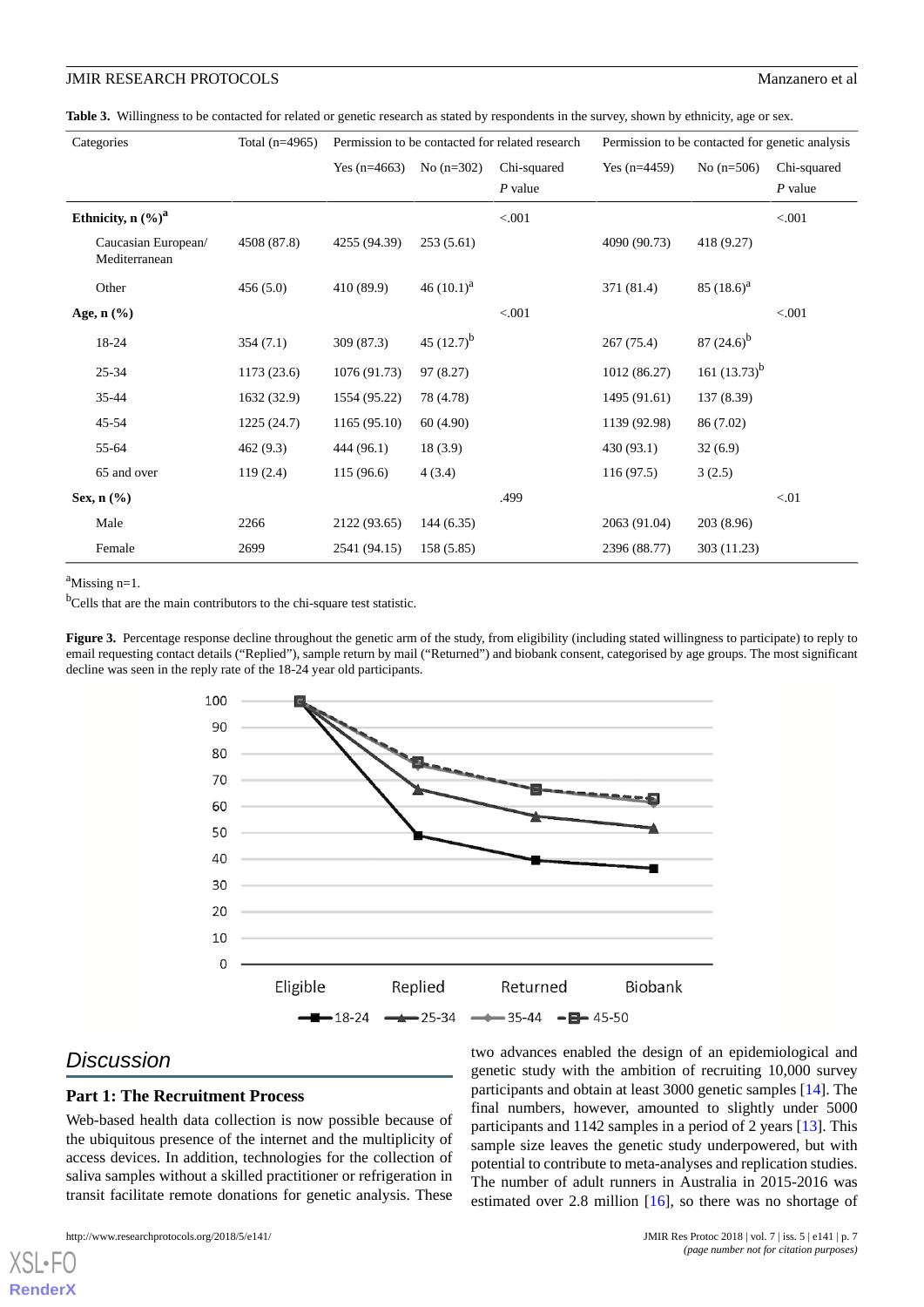**Table 3.** Willingness to be contacted for related or genetic research as stated by respondents in the survey, shown by ethnicity, age or sex.

| Categories | Total (n=4965) | Permission to be contacted for related research | | | Permission to be contacted for genetic analysis | | |
|---|---|---|---|---|---|---|---|
| | | Yes (n=4663) | No (n=302) | Chi-squared *P* value | Yes (n=4459) | No (n=506) | Chi-squared *P* value |
| **Ethnicity, n (%)**[a] | | | | <.001 | | | <.001 |
| Caucasian European/ Mediterranean | 4508 (87.8) | 4255 (94.39) | 253 (5.61) | | 4090 (90.73) | 418 (9.27) | |
| Other | 456 (5.0) | 410 (89.9) | 46 (10.1)[a] | | 371 (81.4) | 85 (18.6)[a] | |
| **Age, n (%)** | | | | <.001 | | | <.001 |
| 18-24 | 354 (7.1) | 309 (87.3) | 45 (12.7)[b] | | 267 (75.4) | 87 (24.6)[b] | |
| 25-34 | 1173 (23.6) | 1076 (91.73) | 97 (8.27) | | 1012 (86.27) | 161 (13.73)[b] | |
| 35-44 | 1632 (32.9) | 1554 (95.22) | 78 (4.78) | | 1495 (91.61) | 137 (8.39) | |
| 45-54 | 1225 (24.7) | 1165 (95.10) | 60 (4.90) | | 1139 (92.98) | 86 (7.02) | |
| 55-64 | 462 (9.3) | 444 (96.1) | 18 (3.9) | | 430 (93.1) | 32 (6.9) | |
| 65 and over | 119 (2.4) | 115 (96.6) | 4 (3.4) | | 116 (97.5) | 3 (2.5) | |
| **Sex, n (%)** | | | | .499 | | | <.01 |
| Male | 2266 | 2122 (93.65) | 144 (6.35) | | 2063 (91.04) | 203 (8.96) | |
| Female | 2699 | 2541 (94.15) | 158 (5.85) | | 2396 (88.77) | 303 (11.23) | |

[a]Missing n=1.

[b]Cells that are the main contributors to the chi-square test statistic.

**Figure 3.** Percentage response decline throughout the genetic arm of the study, from eligibility (including stated willingness to participate) to reply to email requesting contact details ("Replied"), sample return by mail ("Returned") and biobank consent, categorised by age groups. The most significant decline was seen in the reply rate of the 18-24 year old participants.

## Discussion

### Part 1: The Recruitment Process

Web-based health data collection is now possible because of the ubiquitous presence of the internet and the multiplicity of access devices. In addition, technologies for the collection of saliva samples without a skilled practitioner or refrigeration in transit facilitate remote donations for genetic analysis. These two advances enabled the design of an epidemiological and genetic study with the ambition of recruiting 10,000 survey participants and obtain at least 3000 genetic samples [14]. The final numbers, however, amounted to slightly under 5000 participants and 1142 samples in a period of 2 years [13]. This sample size leaves the genetic study underpowered, but with potential to contribute to meta-analyses and replication studies. The number of adult runners in Australia in 2015-2016 was estimated over 2.8 million [16], so there was no shortage of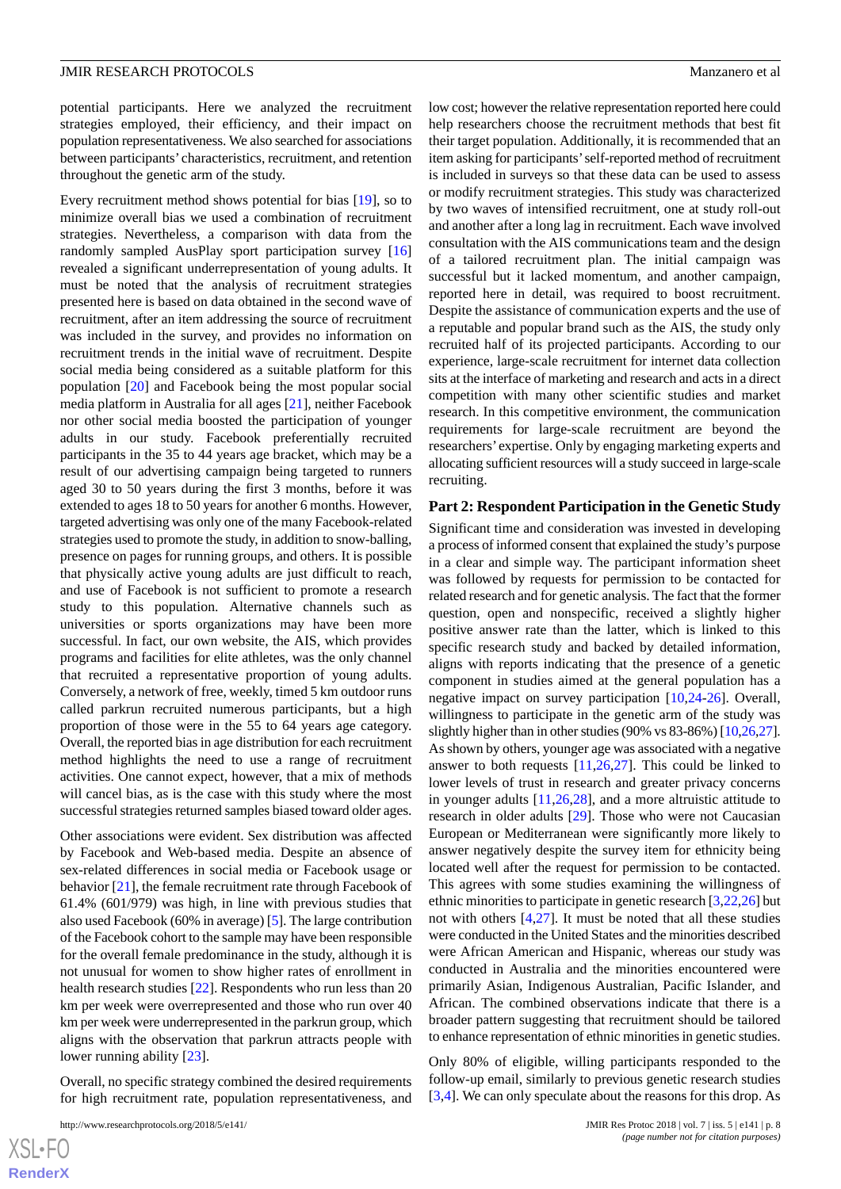potential participants. Here we analyzed the recruitment strategies employed, their efficiency, and their impact on population representativeness. We also searched for associations between participants' characteristics, recruitment, and retention throughout the genetic arm of the study.

Every recruitment method shows potential for bias [19], so to minimize overall bias we used a combination of recruitment strategies. Nevertheless, a comparison with data from the randomly sampled AusPlay sport participation survey [16] revealed a significant underrepresentation of young adults. It must be noted that the analysis of recruitment strategies presented here is based on data obtained in the second wave of recruitment, after an item addressing the source of recruitment was included in the survey, and provides no information on recruitment trends in the initial wave of recruitment. Despite social media being considered as a suitable platform for this population [20] and Facebook being the most popular social media platform in Australia for all ages [21], neither Facebook nor other social media boosted the participation of younger adults in our study. Facebook preferentially recruited participants in the 35 to 44 years age bracket, which may be a result of our advertising campaign being targeted to runners aged 30 to 50 years during the first 3 months, before it was extended to ages 18 to 50 years for another 6 months. However, targeted advertising was only one of the many Facebook-related strategies used to promote the study, in addition to snow-balling, presence on pages for running groups, and others. It is possible that physically active young adults are just difficult to reach, and use of Facebook is not sufficient to promote a research study to this population. Alternative channels such as universities or sports organizations may have been more successful. In fact, our own website, the AIS, which provides programs and facilities for elite athletes, was the only channel that recruited a representative proportion of young adults. Conversely, a network of free, weekly, timed 5 km outdoor runs called parkrun recruited numerous participants, but a high proportion of those were in the 55 to 64 years age category. Overall, the reported bias in age distribution for each recruitment method highlights the need to use a range of recruitment activities. One cannot expect, however, that a mix of methods will cancel bias, as is the case with this study where the most successful strategies returned samples biased toward older ages.

Other associations were evident. Sex distribution was affected by Facebook and Web-based media. Despite an absence of sex-related differences in social media or Facebook usage or behavior [21], the female recruitment rate through Facebook of 61.4% (601/979) was high, in line with previous studies that also used Facebook (60% in average) [5]. The large contribution of the Facebook cohort to the sample may have been responsible for the overall female predominance in the study, although it is not unusual for women to show higher rates of enrollment in health research studies [22]. Respondents who run less than 20 km per week were overrepresented and those who run over 40 km per week were underrepresented in the parkrun group, which aligns with the observation that parkrun attracts people with lower running ability [23].

Overall, no specific strategy combined the desired requirements for high recruitment rate, population representativeness, and low cost; however the relative representation reported here could help researchers choose the recruitment methods that best fit their target population. Additionally, it is recommended that an item asking for participants' self-reported method of recruitment is included in surveys so that these data can be used to assess or modify recruitment strategies. This study was characterized by two waves of intensified recruitment, one at study roll-out and another after a long lag in recruitment. Each wave involved consultation with the AIS communications team and the design of a tailored recruitment plan. The initial campaign was successful but it lacked momentum, and another campaign, reported here in detail, was required to boost recruitment. Despite the assistance of communication experts and the use of a reputable and popular brand such as the AIS, the study only recruited half of its projected participants. According to our experience, large-scale recruitment for internet data collection sits at the interface of marketing and research and acts in a direct competition with many other scientific studies and market research. In this competitive environment, the communication requirements for large-scale recruitment are beyond the researchers' expertise. Only by engaging marketing experts and allocating sufficient resources will a study succeed in large-scale recruiting.

### Part 2: Respondent Participation in the Genetic Study

Significant time and consideration was invested in developing a process of informed consent that explained the study's purpose in a clear and simple way. The participant information sheet was followed by requests for permission to be contacted for related research and for genetic analysis. The fact that the former question, open and nonspecific, received a slightly higher positive answer rate than the latter, which is linked to this specific research study and backed by detailed information, aligns with reports indicating that the presence of a genetic component in studies aimed at the general population has a negative impact on survey participation [10,24-26]. Overall, willingness to participate in the genetic arm of the study was slightly higher than in other studies (90% vs 83-86%) [10,26,27]. As shown by others, younger age was associated with a negative answer to both requests [11,26,27]. This could be linked to lower levels of trust in research and greater privacy concerns in younger adults [11,26,28], and a more altruistic attitude to research in older adults [29]. Those who were not Caucasian European or Mediterranean were significantly more likely to answer negatively despite the survey item for ethnicity being located well after the request for permission to be contacted. This agrees with some studies examining the willingness of ethnic minorities to participate in genetic research [3,22,26] but not with others [4,27]. It must be noted that all these studies were conducted in the United States and the minorities described were African American and Hispanic, whereas our study was conducted in Australia and the minorities encountered were primarily Asian, Indigenous Australian, Pacific Islander, and African. The combined observations indicate that there is a broader pattern suggesting that recruitment should be tailored to enhance representation of ethnic minorities in genetic studies.

Only 80% of eligible, willing participants responded to the follow-up email, similarly to previous genetic research studies [3,4]. We can only speculate about the reasons for this drop. As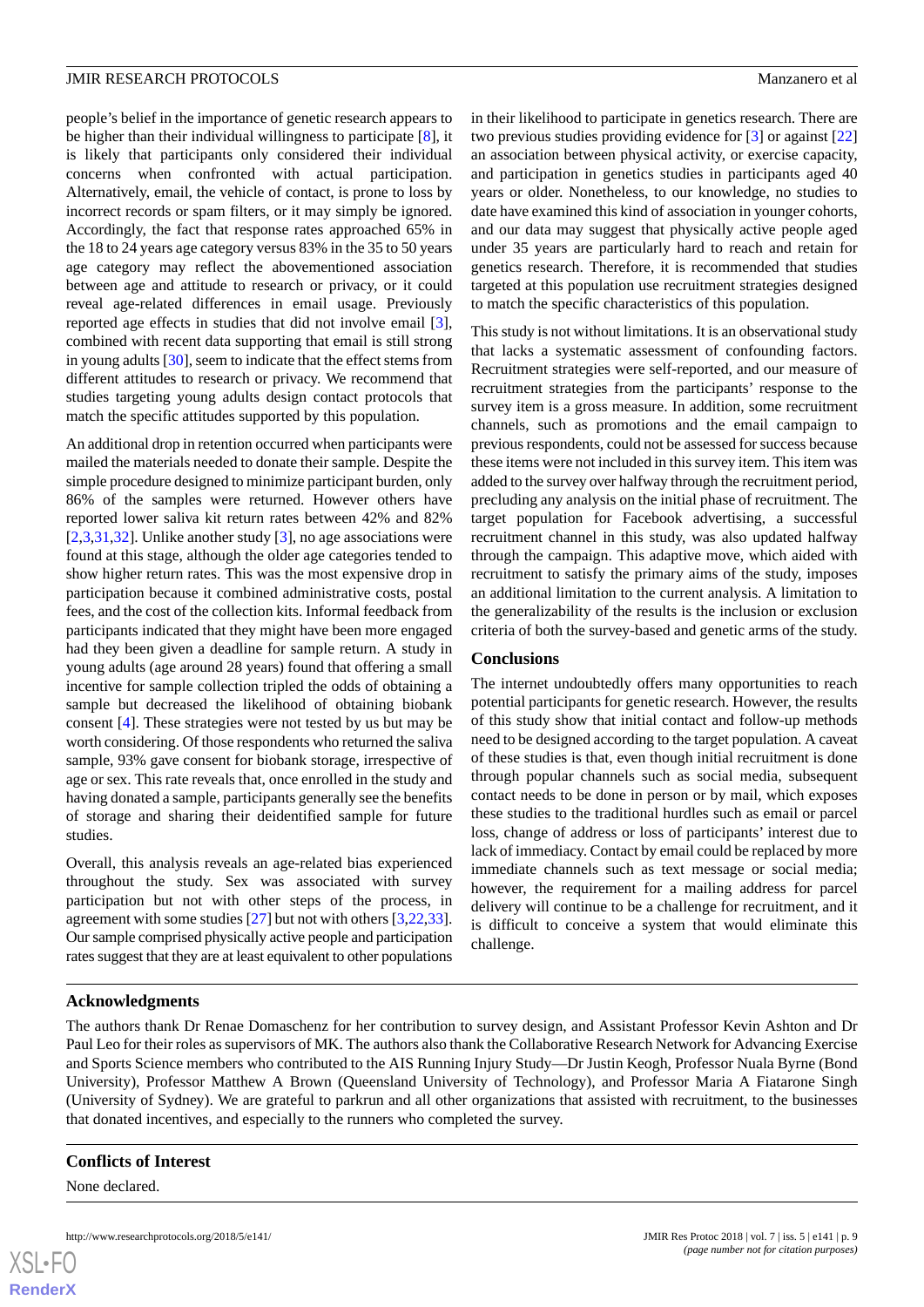people's belief in the importance of genetic research appears to be higher than their individual willingness to participate [8], it is likely that participants only considered their individual concerns when confronted with actual participation. Alternatively, email, the vehicle of contact, is prone to loss by incorrect records or spam filters, or it may simply be ignored. Accordingly, the fact that response rates approached 65% in the 18 to 24 years age category versus 83% in the 35 to 50 years age category may reflect the abovementioned association between age and attitude to research or privacy, or it could reveal age-related differences in email usage. Previously reported age effects in studies that did not involve email [3], combined with recent data supporting that email is still strong in young adults [30], seem to indicate that the effect stems from different attitudes to research or privacy. We recommend that studies targeting young adults design contact protocols that match the specific attitudes supported by this population.

An additional drop in retention occurred when participants were mailed the materials needed to donate their sample. Despite the simple procedure designed to minimize participant burden, only 86% of the samples were returned. However others have reported lower saliva kit return rates between 42% and 82% [2,3,31,32]. Unlike another study [3], no age associations were found at this stage, although the older age categories tended to show higher return rates. This was the most expensive drop in participation because it combined administrative costs, postal fees, and the cost of the collection kits. Informal feedback from participants indicated that they might have been more engaged had they been given a deadline for sample return. A study in young adults (age around 28 years) found that offering a small incentive for sample collection tripled the odds of obtaining a sample but decreased the likelihood of obtaining biobank consent [4]. These strategies were not tested by us but may be worth considering. Of those respondents who returned the saliva sample, 93% gave consent for biobank storage, irrespective of age or sex. This rate reveals that, once enrolled in the study and having donated a sample, participants generally see the benefits of storage and sharing their deidentified sample for future studies.

Overall, this analysis reveals an age-related bias experienced throughout the study. Sex was associated with survey participation but not with other steps of the process, in agreement with some studies [27] but not with others [3,22,33]. Our sample comprised physically active people and participation rates suggest that they are at least equivalent to other populations in their likelihood to participate in genetics research. There are two previous studies providing evidence for [3] or against [22] an association between physical activity, or exercise capacity, and participation in genetics studies in participants aged 40 years or older. Nonetheless, to our knowledge, no studies to date have examined this kind of association in younger cohorts, and our data may suggest that physically active people aged under 35 years are particularly hard to reach and retain for genetics research. Therefore, it is recommended that studies targeted at this population use recruitment strategies designed to match the specific characteristics of this population.

This study is not without limitations. It is an observational study that lacks a systematic assessment of confounding factors. Recruitment strategies were self-reported, and our measure of recruitment strategies from the participants' response to the survey item is a gross measure. In addition, some recruitment channels, such as promotions and the email campaign to previous respondents, could not be assessed for success because these items were not included in this survey item. This item was added to the survey over halfway through the recruitment period, precluding any analysis on the initial phase of recruitment. The target population for Facebook advertising, a successful recruitment channel in this study, was also updated halfway through the campaign. This adaptive move, which aided with recruitment to satisfy the primary aims of the study, imposes an additional limitation to the current analysis. A limitation to the generalizability of the results is the inclusion or exclusion criteria of both the survey-based and genetic arms of the study.

## Conclusions

The internet undoubtedly offers many opportunities to reach potential participants for genetic research. However, the results of this study show that initial contact and follow-up methods need to be designed according to the target population. A caveat of these studies is that, even though initial recruitment is done through popular channels such as social media, subsequent contact needs to be done in person or by mail, which exposes these studies to the traditional hurdles such as email or parcel loss, change of address or loss of participants' interest due to lack of immediacy. Contact by email could be replaced by more immediate channels such as text message or social media; however, the requirement for a mailing address for parcel delivery will continue to be a challenge for recruitment, and it is difficult to conceive a system that would eliminate this challenge.

## Acknowledgments

The authors thank Dr Renae Domaschenz for her contribution to survey design, and Assistant Professor Kevin Ashton and Dr Paul Leo for their roles as supervisors of MK. The authors also thank the Collaborative Research Network for Advancing Exercise and Sports Science members who contributed to the AIS Running Injury Study—Dr Justin Keogh, Professor Nuala Byrne (Bond University), Professor Matthew A Brown (Queensland University of Technology), and Professor Maria A Fiatarone Singh (University of Sydney). We are grateful to parkrun and all other organizations that assisted with recruitment, to the businesses that donated incentives, and especially to the runners who completed the survey.

## Conflicts of Interest

None declared.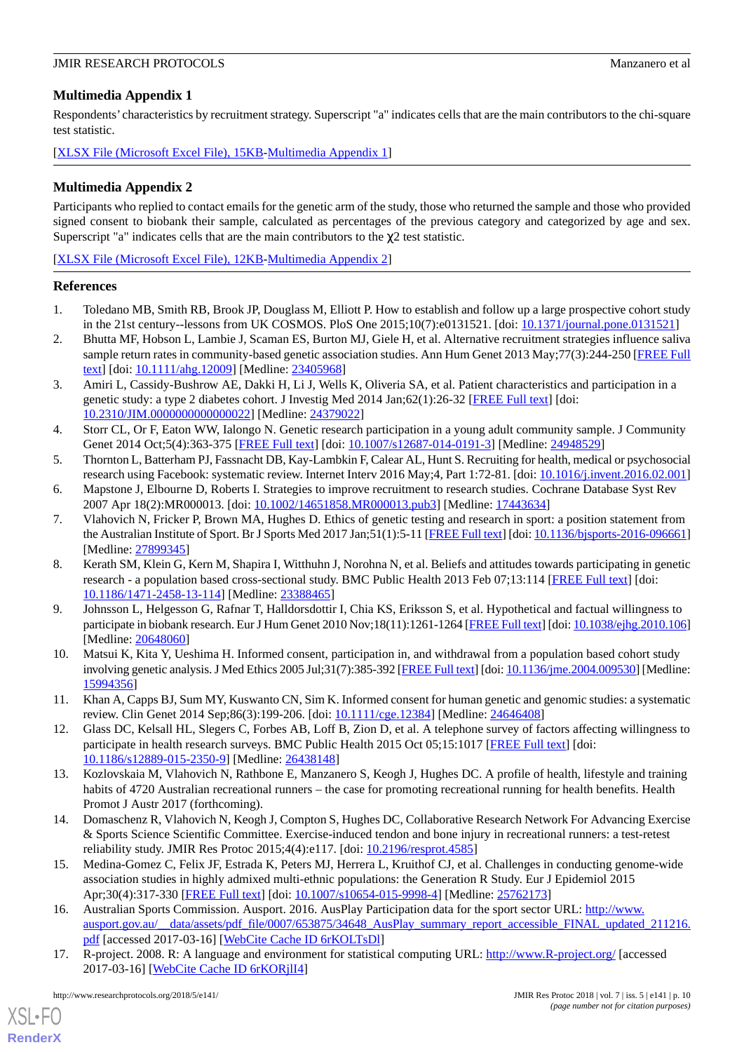## Multimedia Appendix 1

Respondents' characteristics by recruitment strategy. Superscript "a" indicates cells that are the main contributors to the chi-square test statistic.

[XLSX File (Microsoft Excel File), 15KB-Multimedia Appendix 1]

## Multimedia Appendix 2

Participants who replied to contact emails for the genetic arm of the study, those who returned the sample and those who provided signed consent to biobank their sample, calculated as percentages of the previous category and categorized by age and sex. Superscript "a" indicates cells that are the main contributors to the $\chi 2$ test statistic.

[XLSX File (Microsoft Excel File), 12KB-Multimedia Appendix 2]

## References

1. Toledano MB, Smith RB, Brook JP, Douglass M, Elliott P. How to establish and follow up a large prospective cohort study in the 21st century--lessons from UK COSMOS. PloS One 2015;10(7):e0131521. [doi: 10.1371/journal.pone.0131521]
2. Bhutta MF, Hobson L, Lambie J, Scaman ES, Burton MJ, Giele H, et al. Alternative recruitment strategies influence saliva sample return rates in community-based genetic association studies. Ann Hum Genet 2013 May;77(3):244-250 [FREE Full text] [doi: 10.1111/ahg.12009] [Medline: 23405968]
3. Amiri L, Cassidy-Bushrow AE, Dakki H, Li J, Wells K, Oliveria SA, et al. Patient characteristics and participation in a genetic study: a type 2 diabetes cohort. J Investig Med 2014 Jan;62(1):26-32 [FREE Full text] [doi: 10.2310/JIM.0000000000000022] [Medline: 24379022]
4. Storr CL, Or F, Eaton WW, Ialongo N. Genetic research participation in a young adult community sample. J Community Genet 2014 Oct;5(4):363-375 [FREE Full text] [doi: 10.1007/s12687-014-0191-3] [Medline: 24948529]
5. Thornton L, Batterham PJ, Fassnacht DB, Kay-Lambkin F, Calear AL, Hunt S. Recruiting for health, medical or psychosocial research using Facebook: systematic review. Internet Interv 2016 May;4, Part 1:72-81. [doi: 10.1016/j.invent.2016.02.001]
6. Mapstone J, Elbourne D, Roberts I. Strategies to improve recruitment to research studies. Cochrane Database Syst Rev 2007 Apr 18(2):MR000013. [doi: 10.1002/14651858.MR000013.pub3] [Medline: 17443634]
7. Vlahovich N, Fricker P, Brown MA, Hughes D. Ethics of genetic testing and research in sport: a position statement from the Australian Institute of Sport. Br J Sports Med 2017 Jan;51(1):5-11 [FREE Full text] [doi: 10.1136/bjsports-2016-096661] [Medline: 27899345]
8. Kerath SM, Klein G, Kern M, Shapira I, Witthuhn J, Norohna N, et al. Beliefs and attitudes towards participating in genetic research - a population based cross-sectional study. BMC Public Health 2013 Feb 07;13:114 [FREE Full text] [doi: 10.1186/1471-2458-13-114] [Medline: 23388465]
9. Johnsson L, Helgesson G, Rafnar T, Halldorsdottir I, Chia KS, Eriksson S, et al. Hypothetical and factual willingness to participate in biobank research. Eur J Hum Genet 2010 Nov;18(11):1261-1264 [FREE Full text] [doi: 10.1038/ejhg.2010.106] [Medline: 20648060]
10. Matsui K, Kita Y, Ueshima H. Informed consent, participation in, and withdrawal from a population based cohort study involving genetic analysis. J Med Ethics 2005 Jul;31(7):385-392 [FREE Full text] [doi: 10.1136/jme.2004.009530] [Medline: 15994356]
11. Khan A, Capps BJ, Sum MY, Kuswanto CN, Sim K. Informed consent for human genetic and genomic studies: a systematic review. Clin Genet 2014 Sep;86(3):199-206. [doi: 10.1111/cge.12384] [Medline: 24646408]
12. Glass DC, Kelsall HL, Slegers C, Forbes AB, Loff B, Zion D, et al. A telephone survey of factors affecting willingness to participate in health research surveys. BMC Public Health 2015 Oct 05;15:1017 [FREE Full text] [doi: 10.1186/s12889-015-2350-9] [Medline: 26438148]
13. Kozlovskaia M, Vlahovich N, Rathbone E, Manzanero S, Keogh J, Hughes DC. A profile of health, lifestyle and training habits of 4720 Australian recreational runners – the case for promoting recreational running for health benefits. Health Promot J Austr 2017 (forthcoming).
14. Domaschenz R, Vlahovich N, Keogh J, Compton S, Hughes DC, Collaborative Research Network For Advancing Exercise & Sports Science Scientific Committee. Exercise-induced tendon and bone injury in recreational runners: a test-retest reliability study. JMIR Res Protoc 2015;4(4):e117. [doi: 10.2196/resprot.4585]
15. Medina-Gomez C, Felix JF, Estrada K, Peters MJ, Herrera L, Kruithof CJ, et al. Challenges in conducting genome-wide association studies in highly admixed multi-ethnic populations: the Generation R Study. Eur J Epidemiol 2015 Apr;30(4):317-330 [FREE Full text] [doi: 10.1007/s10654-015-9998-4] [Medline: 25762173]
16. Australian Sports Commission. Ausport. 2016. AusPlay Participation data for the sport sector URL: http://www.ausport.gov.au/__data/assets/pdf_file/0007/653875/34648_AusPlay_summary_report_accessible_FINAL_updated_211216.pdf [accessed 2017-03-16] [WebCite Cache ID 6rKOLTsDl]
17. R-project. 2008. R: A language and environment for statistical computing URL: http://www.R-project.org/ [accessed 2017-03-16] [WebCite Cache ID 6rKORjlI4]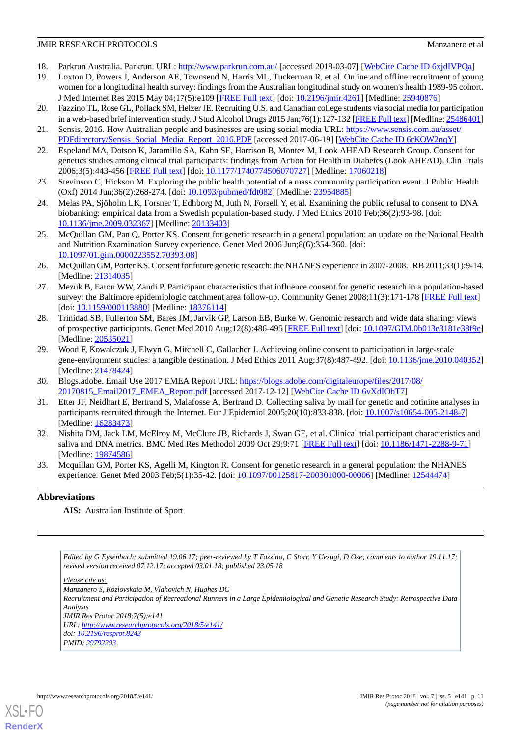18. Parkrun Australia. Parkrun. URL: http://www.parkrun.com.au/ [accessed 2018-03-07] [WebCite Cache ID 6xjdIVPQa]
19. Loxton D, Powers J, Anderson AE, Townsend N, Harris ML, Tuckerman R, et al. Online and offline recruitment of young women for a longitudinal health survey: findings from the Australian longitudinal study on women's health 1989-95 cohort. J Med Internet Res 2015 May 04;17(5):e109 [FREE Full text] [doi: 10.2196/jmir.4261] [Medline: 25940876]
20. Fazzino TL, Rose GL, Pollack SM, Helzer JE. Recruiting U.S. and Canadian college students via social media for participation in a web-based brief intervention study. J Stud Alcohol Drugs 2015 Jan;76(1):127-132 [FREE Full text] [Medline: 25486401]
21. Sensis. 2016. How Australian people and businesses are using social media URL: https://www.sensis.com.au/asset/PDFdirectory/Sensis_Social_Media_Report_2016.PDF [accessed 2017-06-19] [WebCite Cache ID 6rKOW2nqY]
22. Espeland MA, Dotson K, Jaramillo SA, Kahn SE, Harrison B, Montez M, Look AHEAD Research Group. Consent for genetics studies among clinical trial participants: findings from Action for Health in Diabetes (Look AHEAD). Clin Trials 2006;3(5):443-456 [FREE Full text] [doi: 10.1177/1740774506070727] [Medline: 17060218]
23. Stevinson C, Hickson M. Exploring the public health potential of a mass community participation event. J Public Health (Oxf) 2014 Jun;36(2):268-274. [doi: 10.1093/pubmed/fdt082] [Medline: 23954885]
24. Melas PA, Sjöholm LK, Forsner T, Edhborg M, Juth N, Forsell Y, et al. Examining the public refusal to consent to DNA biobanking: empirical data from a Swedish population-based study. J Med Ethics 2010 Feb;36(2):93-98. [doi: 10.1136/jme.2009.032367] [Medline: 20133403]
25. McQuillan GM, Pan Q, Porter KS. Consent for genetic research in a general population: an update on the National Health and Nutrition Examination Survey experience. Genet Med 2006 Jun;8(6):354-360. [doi: 10.1097/01.gim.0000223552.70393.08]
26. McQuillan GM, Porter KS. Consent for future genetic research: the NHANES experience in 2007-2008. IRB 2011;33(1):9-14. [Medline: 21314035]
27. Mezuk B, Eaton WW, Zandi P. Participant characteristics that influence consent for genetic research in a population-based survey: the Baltimore epidemiologic catchment area follow-up. Community Genet 2008;11(3):171-178 [FREE Full text] [doi: 10.1159/000113880] [Medline: 18376114]
28. Trinidad SB, Fullerton SM, Bares JM, Jarvik GP, Larson EB, Burke W. Genomic research and wide data sharing: views of prospective participants. Genet Med 2010 Aug;12(8):486-495 [FREE Full text] [doi: 10.1097/GIM.0b013e3181e38f9e] [Medline: 20535021]
29. Wood F, Kowalczuk J, Elwyn G, Mitchell C, Gallacher J. Achieving online consent to participation in large-scale gene-environment studies: a tangible destination. J Med Ethics 2011 Aug;37(8):487-492. [doi: 10.1136/jme.2010.040352] [Medline: 21478424]
30. Blogs.adobe. Email Use 2017 EMEA Report URL: https://blogs.adobe.com/digitaleurope/files/2017/08/20170815_Email2017_EMEA_Report.pdf [accessed 2017-12-12] [WebCite Cache ID 6vXdIObT7]
31. Etter JF, Neidhart E, Bertrand S, Malafosse A, Bertrand D. Collecting saliva by mail for genetic and cotinine analyses in participants recruited through the Internet. Eur J Epidemiol 2005;20(10):833-838. [doi: 10.1007/s10654-005-2148-7] [Medline: 16283473]
32. Nishita DM, Jack LM, McElroy M, McClure JB, Richards J, Swan GE, et al. Clinical trial participant characteristics and saliva and DNA metrics. BMC Med Res Methodol 2009 Oct 29;9:71 [FREE Full text] [doi: 10.1186/1471-2288-9-71] [Medline: 19874586]
33. Mcquillan GM, Porter KS, Agelli M, Kington R. Consent for genetic research in a general population: the NHANES experience. Genet Med 2003 Feb;5(1):35-42. [doi: 10.1097/00125817-200301000-00006] [Medline: 12544474]

## Abbreviations

**AIS:** Australian Institute of Sport

---

*Edited by G Eysenbach; submitted 19.06.17; peer-reviewed by T Fazzino, C Storr, Y Uesugi, D Ose; comments to author 19.11.17; revised version received 07.12.17; accepted 03.01.18; published 23.05.18*

*Please cite as:*
*Manzanero S, Kozlovskaia M, Vlahovich N, Hughes DC*
*Recruitment and Participation of Recreational Runners in a Large Epidemiological and Genetic Research Study: Retrospective Data Analysis*
*JMIR Res Protoc 2018;7(5):e141*
*URL: http://www.researchprotocols.org/2018/5/e141/*
*doi: 10.2196/resprot.8243*
*PMID: 29792293*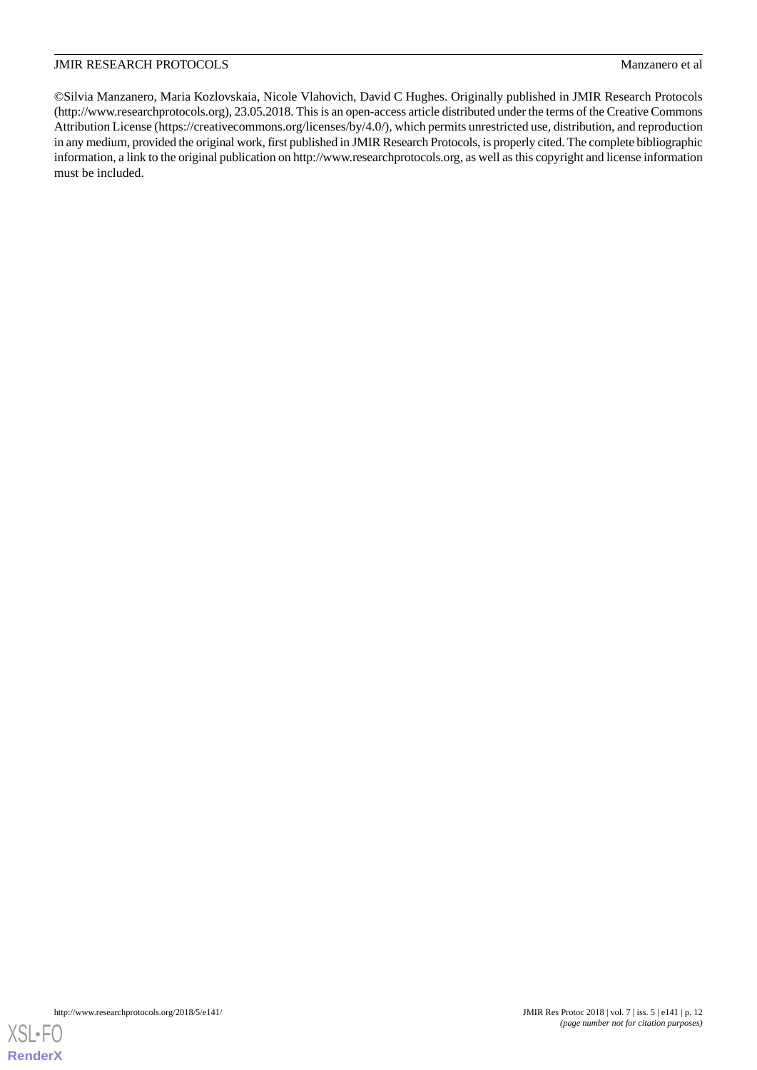©Silvia Manzanero, Maria Kozlovskaia, Nicole Vlahovich, David C Hughes. Originally published in JMIR Research Protocols (http://www.researchprotocols.org), 23.05.2018. This is an open-access article distributed under the terms of the Creative Commons Attribution License (https://creativecommons.org/licenses/by/4.0/), which permits unrestricted use, distribution, and reproduction in any medium, provided the original work, first published in JMIR Research Protocols, is properly cited. The complete bibliographic information, a link to the original publication on http://www.researchprotocols.org, as well as this copyright and license information must be included.